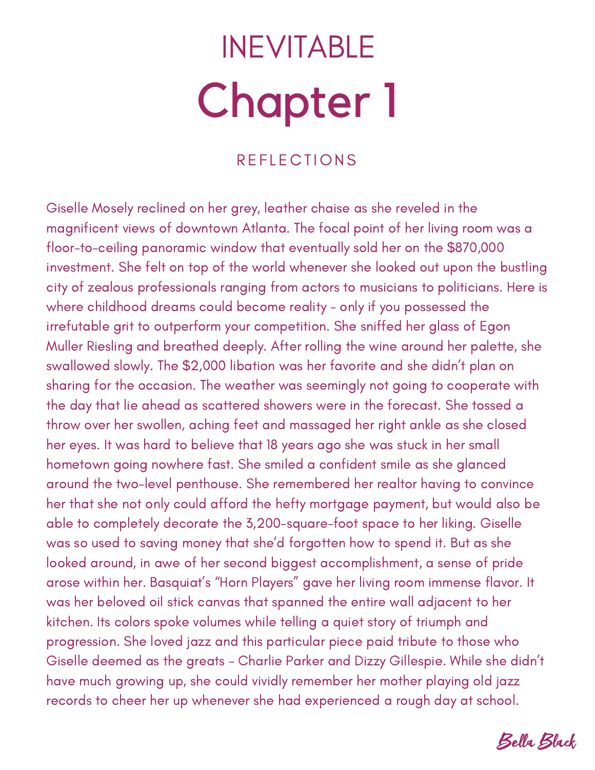# INEVITABLE

# Chapter 1

## REFLECTIONS

Giselle Mosely reclined on her grey, leather chaise as she reveled in the magnificent views of downtown Atlanta. The focal point of her living room was a floor-to-ceiling panoramic window that eventually sold her on the $870,000 investment. She felt on top of the world whenever she looked out upon the bustling city of zealous professionals ranging from actors to musicians to politicians. Here is where childhood dreams could become reality - only if you possessed the irrefutable grit to outperform your competition. She sniffed her glass of Egon Muller Riesling and breathed deeply. After rolling the wine around her palette, she swallowed slowly. The $2,000 libation was her favorite and she didn't plan on sharing for the occasion. The weather was seemingly not going to cooperate with the day that lie ahead as scattered showers were in the forecast. She tossed a throw over her swollen, aching feet and massaged her right ankle as she closed her eyes. It was hard to believe that 18 years ago she was stuck in her small hometown going nowhere fast. She smiled a confident smile as she glanced around the two-level penthouse. She remembered her realtor having to convince her that she not only could afford the hefty mortgage payment, but would also be able to completely decorate the 3,200-square-foot space to her liking. Giselle was so used to saving money that she'd forgotten how to spend it. But as she looked around, in awe of her second biggest accomplishment, a sense of pride arose within her. Basquiat's "Horn Players" gave her living room immense flavor. It was her beloved oil stick canvas that spanned the entire wall adjacent to her kitchen. Its colors spoke volumes while telling a quiet story of triumph and progression. She loved jazz and this particular piece paid tribute to those who Giselle deemed as the greats - Charlie Parker and Dizzy Gillespie. While she didn't have much growing up, she could vividly remember her mother playing old jazz records to cheer her up whenever she had experienced a rough day at school.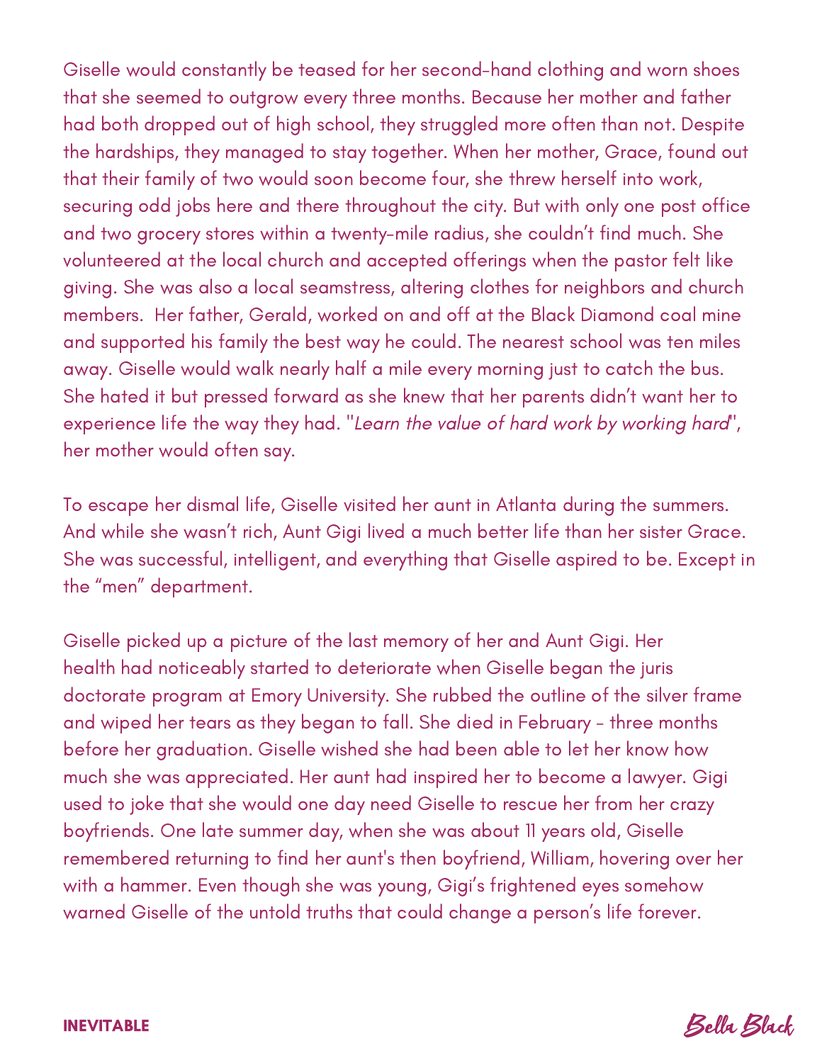Giselle would constantly be teased for her second-hand clothing and worn shoes that she seemed to outgrow every three months. Because her mother and father had both dropped out of high school, they struggled more often than not. Despite the hardships, they managed to stay together. When her mother, Grace, found out that their family of two would soon become four, she threw herself into work, securing odd jobs here and there throughout the city. But with only one post office and two grocery stores within a twenty-mile radius, she couldn't find much. She volunteered at the local church and accepted offerings when the pastor felt like giving. She was also a local seamstress, altering clothes for neighbors and church members. Her father, Gerald, worked on and off at the Black Diamond coal mine and supported his family the best way he could. The nearest school was ten miles away. Giselle would walk nearly half a mile every morning just to catch the bus. She hated it but pressed forward as she knew that her parents didn't want her to experience life the way they had. "*Learn the value of hard work by working hard*", her mother would often say.

To escape her dismal life, Giselle visited her aunt in Atlanta during the summers. And while she wasn't rich, Aunt Gigi lived a much better life than her sister Grace. She was successful, intelligent, and everything that Giselle aspired to be. Except in the "men" department.

Giselle picked up a picture of the last memory of her and Aunt Gigi. Her health had noticeably started to deteriorate when Giselle began the juris doctorate program at Emory University. She rubbed the outline of the silver frame and wiped her tears as they began to fall. She died in February - three months before her graduation. Giselle wished she had been able to let her know how much she was appreciated. Her aunt had inspired her to become a lawyer. Gigi used to joke that she would one day need Giselle to rescue her from her crazy boyfriends. One late summer day, when she was about 11 years old, Giselle remembered returning to find her aunt's then boyfriend, William, hovering over her with a hammer. Even though she was young, Gigi's frightened eyes somehow warned Giselle of the untold truths that could change a person's life forever.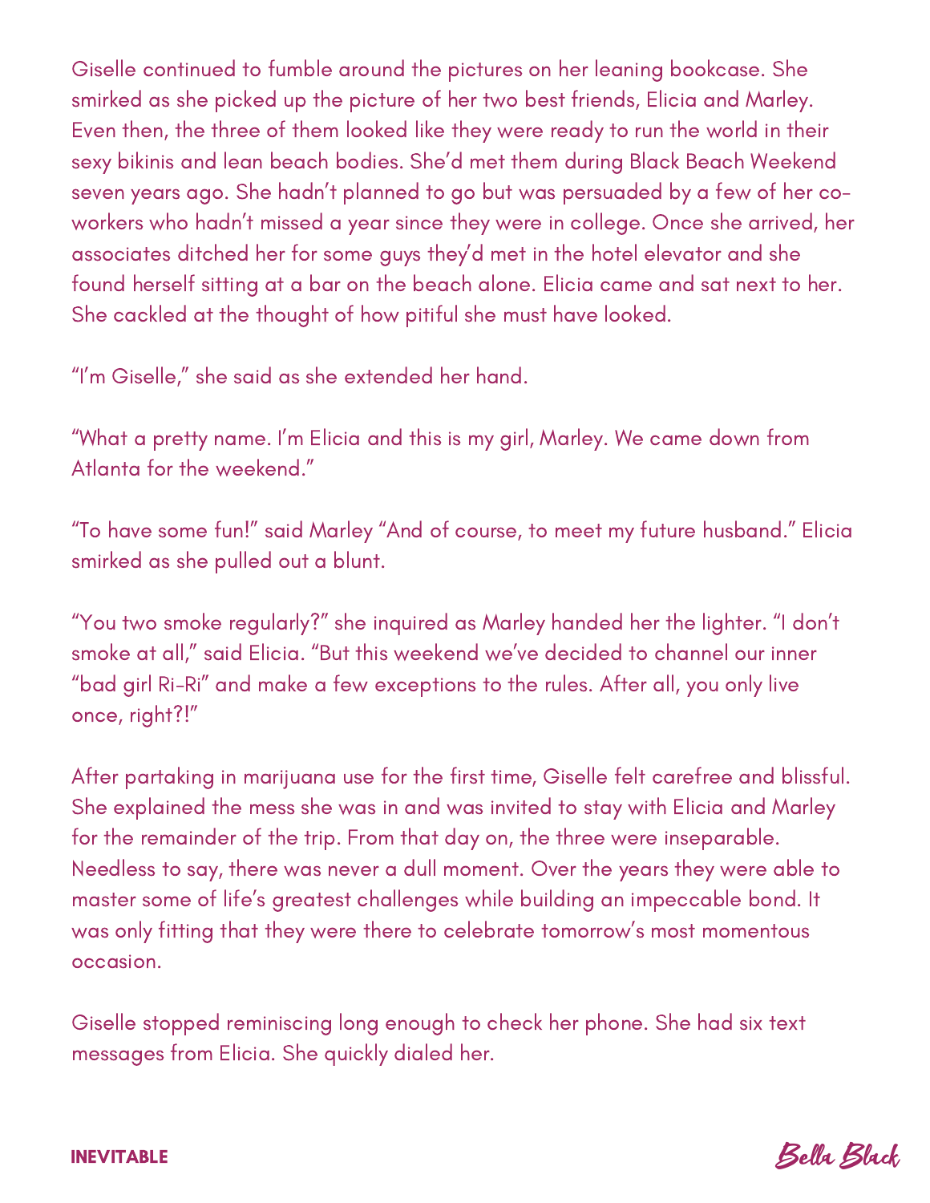Giselle continued to fumble around the pictures on her leaning bookcase. She smirked as she picked up the picture of her two best friends, Elicia and Marley. Even then, the three of them looked like they were ready to run the world in their sexy bikinis and lean beach bodies. She'd met them during Black Beach Weekend seven years ago. She hadn't planned to go but was persuaded by a few of her co-workers who hadn't missed a year since they were in college. Once she arrived, her associates ditched her for some guys they'd met in the hotel elevator and she found herself sitting at a bar on the beach alone. Elicia came and sat next to her. She cackled at the thought of how pitiful she must have looked.

"I'm Giselle," she said as she extended her hand.

"What a pretty name. I'm Elicia and this is my girl, Marley. We came down from Atlanta for the weekend."

"To have some fun!" said Marley "And of course, to meet my future husband." Elicia smirked as she pulled out a blunt.

"You two smoke regularly?" she inquired as Marley handed her the lighter. "I don't smoke at all," said Elicia. "But this weekend we've decided to channel our inner "bad girl Ri-Ri" and make a few exceptions to the rules. After all, you only live once, right?!"

After partaking in marijuana use for the first time, Giselle felt carefree and blissful. She explained the mess she was in and was invited to stay with Elicia and Marley for the remainder of the trip. From that day on, the three were inseparable. Needless to say, there was never a dull moment. Over the years they were able to master some of life's greatest challenges while building an impeccable bond. It was only fitting that they were there to celebrate tomorrow's most momentous occasion.

Giselle stopped reminiscing long enough to check her phone. She had six text messages from Elicia. She quickly dialed her.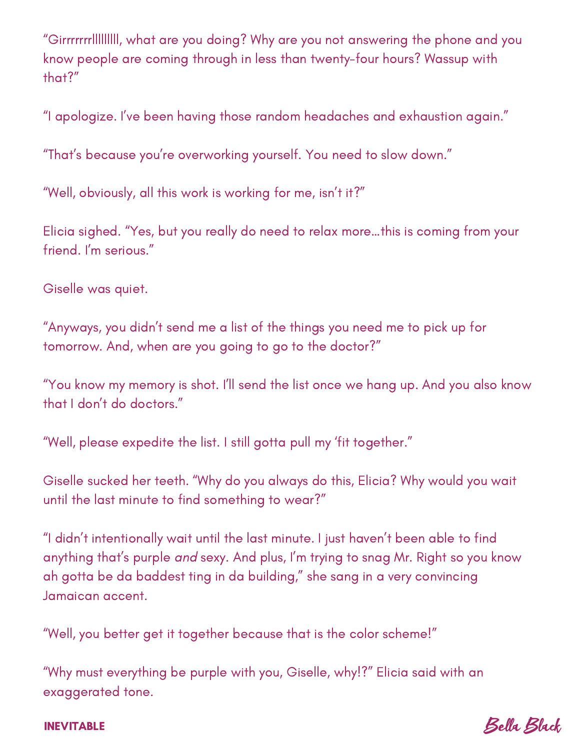"Girrrrrrrlllllllll, what are you doing? Why are you not answering the phone and you know people are coming through in less than twenty-four hours? Wassup with that?"

"I apologize. I've been having those random headaches and exhaustion again."

"That's because you're overworking yourself. You need to slow down."

"Well, obviously, all this work is working for me, isn't it?"

Elicia sighed. "Yes, but you really do need to relax more…this is coming from your friend. I'm serious."

Giselle was quiet.

"Anyways, you didn't send me a list of the things you need me to pick up for tomorrow. And, when are you going to go to the doctor?"

"You know my memory is shot. I'll send the list once we hang up. And you also know that I don't do doctors."

"Well, please expedite the list. I still gotta pull my 'fit together."

Giselle sucked her teeth. "Why do you always do this, Elicia? Why would you wait until the last minute to find something to wear?"

"I didn't intentionally wait until the last minute. I just haven't been able to find anything that's purple *and* sexy. And plus, I'm trying to snag Mr. Right so you know ah gotta be da baddest ting in da building," she sang in a very convincing Jamaican accent.

"Well, you better get it together because that is the color scheme!"

"Why must everything be purple with you, Giselle, why!?" Elicia said with an exaggerated tone.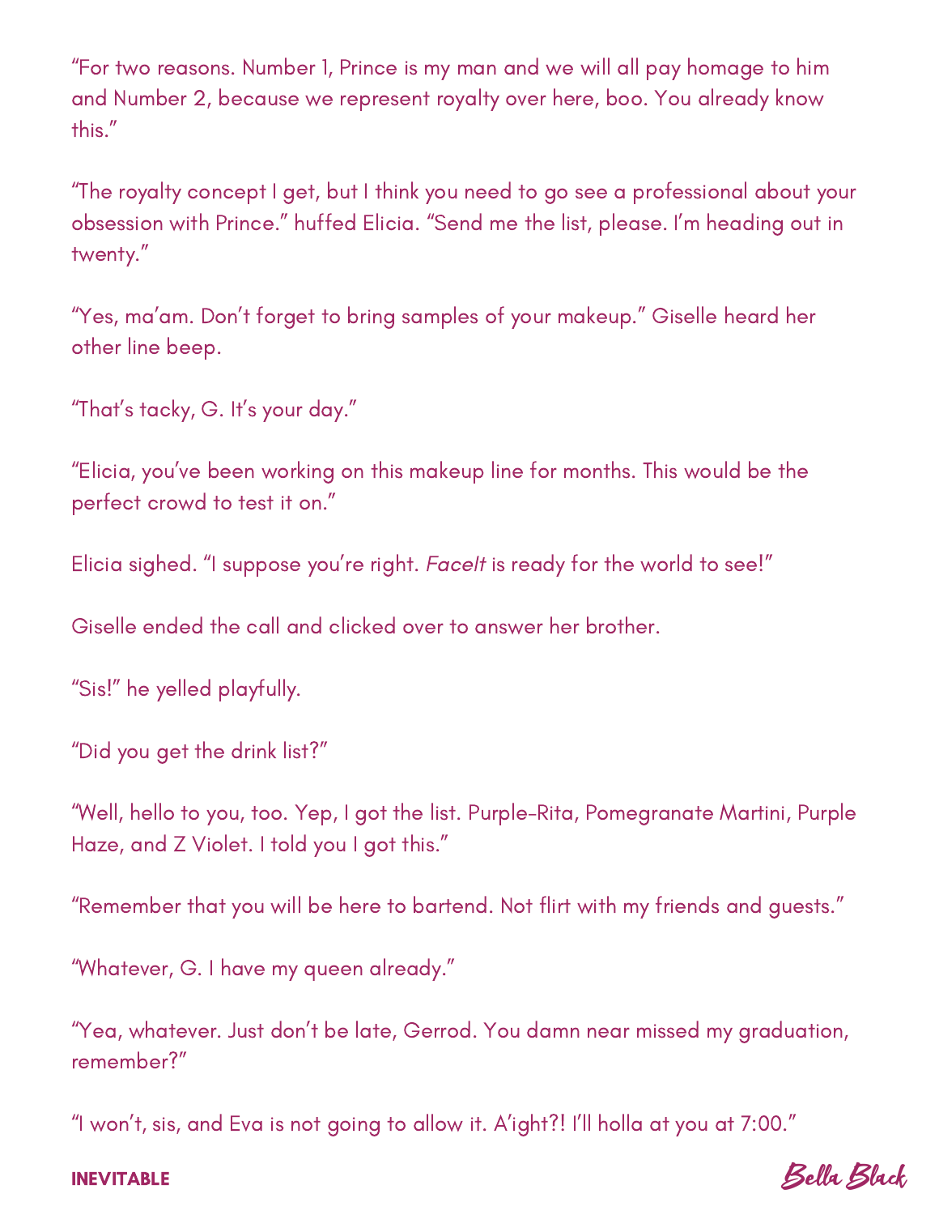"For two reasons. Number 1, Prince is my man and we will all pay homage to him and Number 2, because we represent royalty over here, boo. You already know this."

"The royalty concept I get, but I think you need to go see a professional about your obsession with Prince." huffed Elicia. "Send me the list, please. I'm heading out in twenty."

"Yes, ma'am. Don't forget to bring samples of your makeup." Giselle heard her other line beep.

"That's tacky, G. It's your day."

"Elicia, you've been working on this makeup line for months. This would be the perfect crowd to test it on."

Elicia sighed. "I suppose you're right. *FaceIt* is ready for the world to see!"

Giselle ended the call and clicked over to answer her brother.

"Sis!" he yelled playfully.

"Did you get the drink list?"

"Well, hello to you, too. Yep, I got the list. Purple-Rita, Pomegranate Martini, Purple Haze, and Z Violet. I told you I got this."

"Remember that you will be here to bartend. Not flirt with my friends and guests."

"Whatever, G. I have my queen already."

"Yea, whatever. Just don't be late, Gerrod. You damn near missed my graduation, remember?"

"I won't, sis, and Eva is not going to allow it. A'ight?! I'll holla at you at 7:00."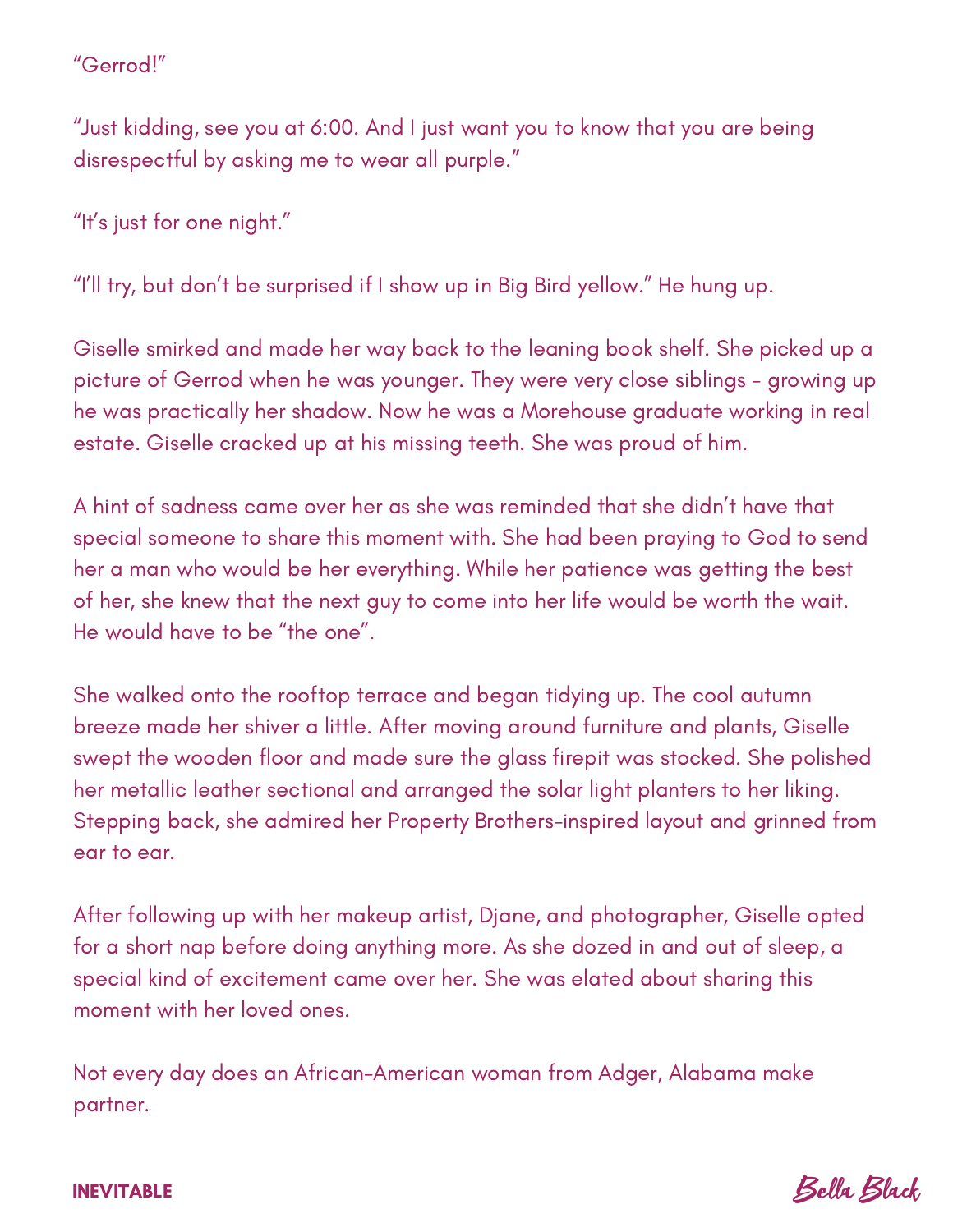“Gerrod!”

“Just kidding, see you at 6:00. And I just want you to know that you are being disrespectful by asking me to wear all purple.”

“It’s just for one night.”

“I’ll try, but don’t be surprised if I show up in Big Bird yellow.” He hung up.

Giselle smirked and made her way back to the leaning book shelf. She picked up a picture of Gerrod when he was younger. They were very close siblings - growing up he was practically her shadow. Now he was a Morehouse graduate working in real estate. Giselle cracked up at his missing teeth. She was proud of him.

A hint of sadness came over her as she was reminded that she didn’t have that special someone to share this moment with. She had been praying to God to send her a man who would be her everything. While her patience was getting the best of her, she knew that the next guy to come into her life would be worth the wait. He would have to be “the one”.

She walked onto the rooftop terrace and began tidying up. The cool autumn breeze made her shiver a little. After moving around furniture and plants, Giselle swept the wooden floor and made sure the glass firepit was stocked. She polished her metallic leather sectional and arranged the solar light planters to her liking. Stepping back, she admired her Property Brothers-inspired layout and grinned from ear to ear.

After following up with her makeup artist, Djane, and photographer, Giselle opted for a short nap before doing anything more. As she dozed in and out of sleep, a special kind of excitement came over her. She was elated about sharing this moment with her loved ones.

Not every day does an African-American woman from Adger, Alabama make partner.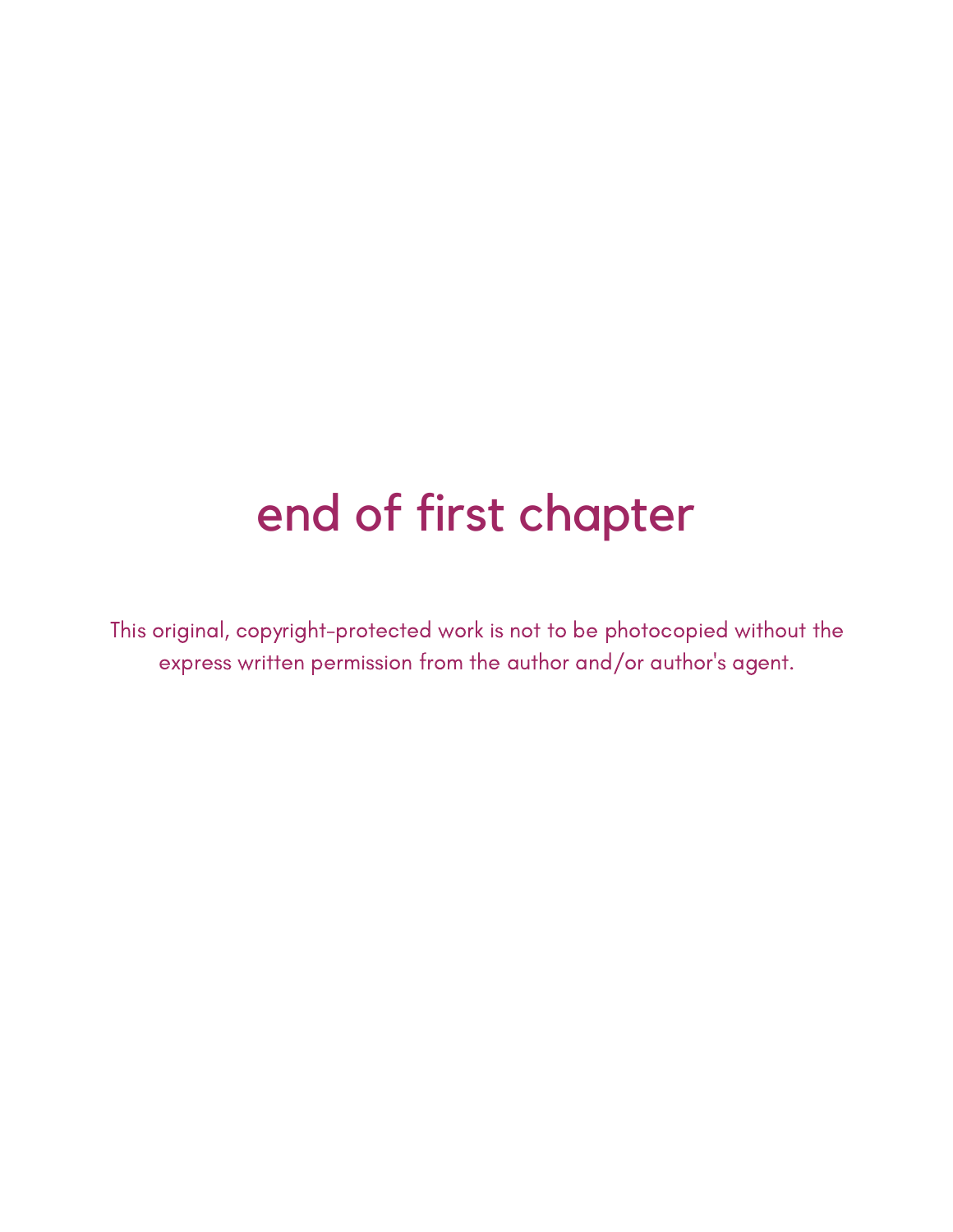# end of first chapter

This original, copyright-protected work is not to be photocopied without the express written permission from the author and/or author's agent.